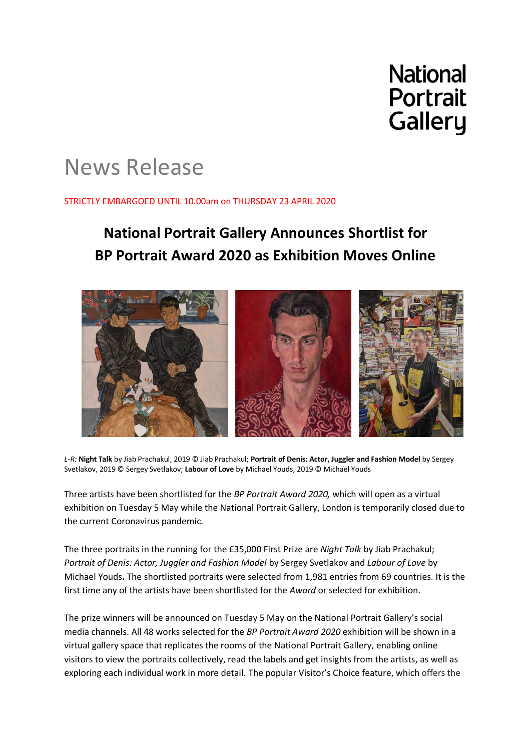National Portrait Gallery

# News Release

STRICTLY EMBARGOED UNTIL 10.00am on THURSDAY 23 APRIL 2020

## National Portrait Gallery Announces Shortlist for BP Portrait Award 2020 as Exhibition Moves Online

*L-R:* **Night Talk** by Jiab Prachakul, 2019 © Jiab Prachakul; **Portrait of Denis: Actor, Juggler and Fashion Model** by Sergey Svetlakov, 2019 © Sergey Svetlakov; **Labour of Love** by Michael Youds, 2019 © Michael Youds

Three artists have been shortlisted for the *BP Portrait Award 2020,* which will open as a virtual exhibition on Tuesday 5 May while the National Portrait Gallery, London is temporarily closed due to the current Coronavirus pandemic.

The three portraits in the running for the £35,000 First Prize are *Night Talk* by Jiab Prachakul; *Portrait of Denis: Actor, Juggler and Fashion Model* by Sergey Svetlakov and *Labour of Love* by Michael Youds**.** The shortlisted portraits were selected from 1,981 entries from 69 countries. It is the first time any of the artists have been shortlisted for the *Award* or selected for exhibition.

The prize winners will be announced on Tuesday 5 May on the National Portrait Gallery's social media channels. All 48 works selected for the *BP Portrait Award 2020* exhibition will be shown in a virtual gallery space that replicates the rooms of the National Portrait Gallery, enabling online visitors to view the portraits collectively, read the labels and get insights from the artists, as well as exploring each individual work in more detail. The popular Visitor's Choice feature, which offers the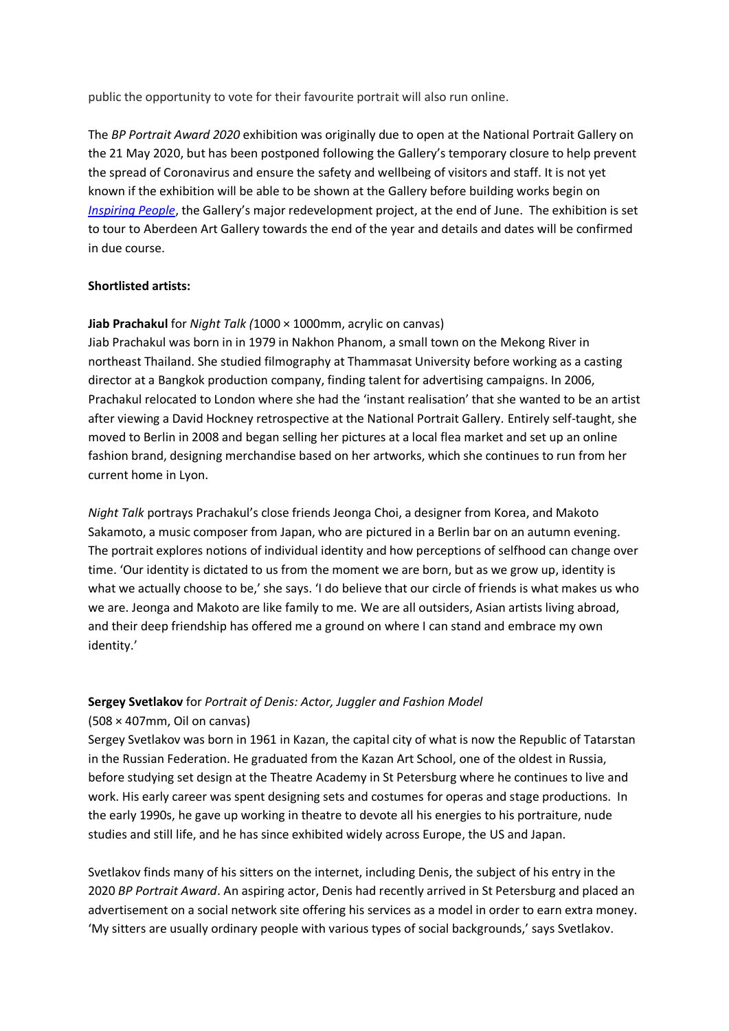public the opportunity to vote for their favourite portrait will also run online.

The *BP Portrait Award 2020* exhibition was originally due to open at the National Portrait Gallery on the 21 May 2020, but has been postponed following the Gallery's temporary closure to help prevent the spread of Coronavirus and ensure the safety and wellbeing of visitors and staff. It is not yet known if the exhibition will be able to be shown at the Gallery before building works begin on [*Inspiring People*](), the Gallery's major redevelopment project, at the end of June. The exhibition is set to tour to Aberdeen Art Gallery towards the end of the year and details and dates will be confirmed in due course.

**Shortlisted artists:**

**Jiab Prachakul** for *Night Talk (*1000 × 1000mm, acrylic on canvas)
Jiab Prachakul was born in in 1979 in Nakhon Phanom, a small town on the Mekong River in northeast Thailand. She studied filmography at Thammasat University before working as a casting director at a Bangkok production company, finding talent for advertising campaigns. In 2006, Prachakul relocated to London where she had the 'instant realisation' that she wanted to be an artist after viewing a David Hockney retrospective at the National Portrait Gallery. Entirely self-taught, she moved to Berlin in 2008 and began selling her pictures at a local flea market and set up an online fashion brand, designing merchandise based on her artworks, which she continues to run from her current home in Lyon.

*Night Talk* portrays Prachakul's close friends Jeonga Choi, a designer from Korea, and Makoto Sakamoto, a music composer from Japan, who are pictured in a Berlin bar on an autumn evening. The portrait explores notions of individual identity and how perceptions of selfhood can change over time. 'Our identity is dictated to us from the moment we are born, but as we grow up, identity is what we actually choose to be,' she says. 'I do believe that our circle of friends is what makes us who we are. Jeonga and Makoto are like family to me. We are all outsiders, Asian artists living abroad, and their deep friendship has offered me a ground on where I can stand and embrace my own identity.'

**Sergey Svetlakov** for *Portrait of Denis: Actor, Juggler and Fashion Model*
(508 × 407mm, Oil on canvas)
Sergey Svetlakov was born in 1961 in Kazan, the capital city of what is now the Republic of Tatarstan in the Russian Federation. He graduated from the Kazan Art School, one of the oldest in Russia, before studying set design at the Theatre Academy in St Petersburg where he continues to live and work. His early career was spent designing sets and costumes for operas and stage productions. In the early 1990s, he gave up working in theatre to devote all his energies to his portraiture, nude studies and still life, and he has since exhibited widely across Europe, the US and Japan.

Svetlakov finds many of his sitters on the internet, including Denis, the subject of his entry in the 2020 *BP Portrait Award*. An aspiring actor, Denis had recently arrived in St Petersburg and placed an advertisement on a social network site offering his services as a model in order to earn extra money. 'My sitters are usually ordinary people with various types of social backgrounds,' says Svetlakov.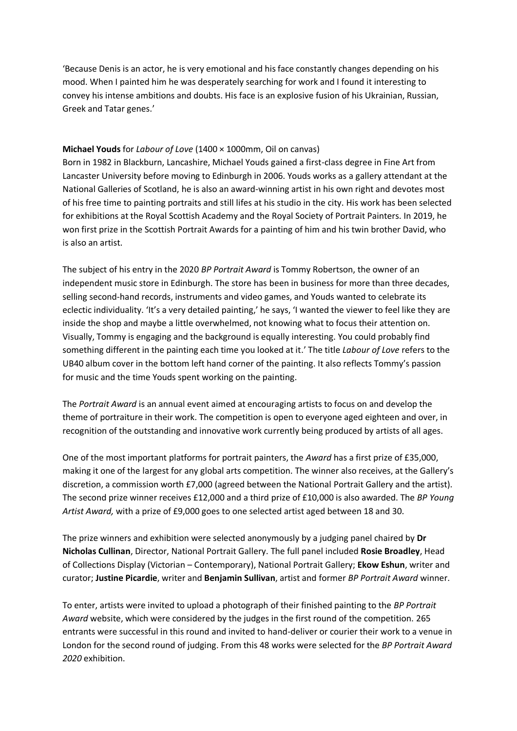'Because Denis is an actor, he is very emotional and his face constantly changes depending on his mood. When I painted him he was desperately searching for work and I found it interesting to convey his intense ambitions and doubts. His face is an explosive fusion of his Ukrainian, Russian, Greek and Tatar genes.'

**Michael Youds** for *Labour of Love* (1400 × 1000mm, Oil on canvas)
Born in 1982 in Blackburn, Lancashire, Michael Youds gained a first-class degree in Fine Art from Lancaster University before moving to Edinburgh in 2006. Youds works as a gallery attendant at the National Galleries of Scotland, he is also an award-winning artist in his own right and devotes most of his free time to painting portraits and still lifes at his studio in the city. His work has been selected for exhibitions at the Royal Scottish Academy and the Royal Society of Portrait Painters. In 2019, he won first prize in the Scottish Portrait Awards for a painting of him and his twin brother David, who is also an artist.

The subject of his entry in the 2020 *BP Portrait Award* is Tommy Robertson, the owner of an independent music store in Edinburgh. The store has been in business for more than three decades, selling second-hand records, instruments and video games, and Youds wanted to celebrate its eclectic individuality. 'It's a very detailed painting,' he says, 'I wanted the viewer to feel like they are inside the shop and maybe a little overwhelmed, not knowing what to focus their attention on. Visually, Tommy is engaging and the background is equally interesting. You could probably find something different in the painting each time you looked at it.' The title *Labour of Love* refers to the UB40 album cover in the bottom left hand corner of the painting. It also reflects Tommy's passion for music and the time Youds spent working on the painting.

The *Portrait Award* is an annual event aimed at encouraging artists to focus on and develop the theme of portraiture in their work. The competition is open to everyone aged eighteen and over, in recognition of the outstanding and innovative work currently being produced by artists of all ages.

One of the most important platforms for portrait painters, the *Award* has a first prize of £35,000, making it one of the largest for any global arts competition. The winner also receives, at the Gallery's discretion, a commission worth £7,000 (agreed between the National Portrait Gallery and the artist). The second prize winner receives £12,000 and a third prize of £10,000 is also awarded. The *BP Young Artist Award,* with a prize of £9,000 goes to one selected artist aged between 18 and 30.

The prize winners and exhibition were selected anonymously by a judging panel chaired by **Dr Nicholas Cullinan**, Director, National Portrait Gallery. The full panel included **Rosie Broadley**, Head of Collections Display (Victorian – Contemporary), National Portrait Gallery; **Ekow Eshun**, writer and curator; **Justine Picardie**, writer and **Benjamin Sullivan**, artist and former *BP Portrait Award* winner.

To enter, artists were invited to upload a photograph of their finished painting to the *BP Portrait Award* website, which were considered by the judges in the first round of the competition. 265 entrants were successful in this round and invited to hand-deliver or courier their work to a venue in London for the second round of judging. From this 48 works were selected for the *BP Portrait Award 2020* exhibition.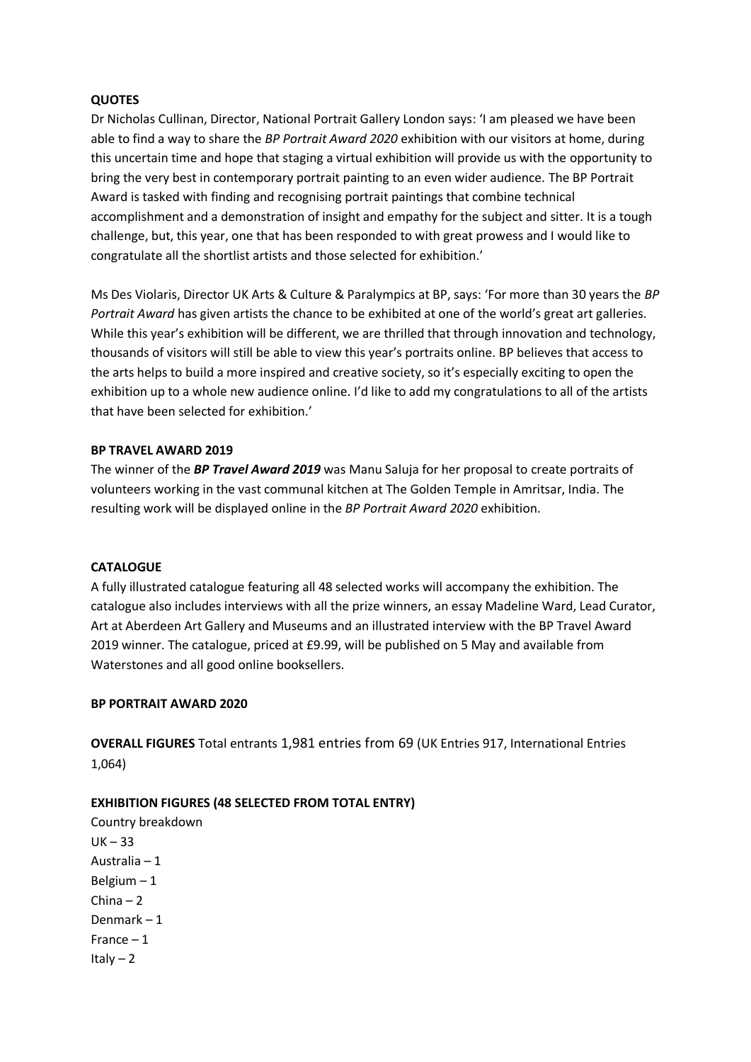**QUOTES**

Dr Nicholas Cullinan, Director, National Portrait Gallery London says: 'I am pleased we have been able to find a way to share the *BP Portrait Award 2020* exhibition with our visitors at home, during this uncertain time and hope that staging a virtual exhibition will provide us with the opportunity to bring the very best in contemporary portrait painting to an even wider audience. The BP Portrait Award is tasked with finding and recognising portrait paintings that combine technical accomplishment and a demonstration of insight and empathy for the subject and sitter. It is a tough challenge, but, this year, one that has been responded to with great prowess and I would like to congratulate all the shortlist artists and those selected for exhibition.'

Ms Des Violaris, Director UK Arts & Culture & Paralympics at BP, says: 'For more than 30 years the *BP Portrait Award* has given artists the chance to be exhibited at one of the world's great art galleries. While this year's exhibition will be different, we are thrilled that through innovation and technology, thousands of visitors will still be able to view this year's portraits online. BP believes that access to the arts helps to build a more inspired and creative society, so it's especially exciting to open the exhibition up to a whole new audience online. I'd like to add my congratulations to all of the artists that have been selected for exhibition.'

**BP TRAVEL AWARD 2019**

The winner of the ***BP Travel Award 2019*** was Manu Saluja for her proposal to create portraits of volunteers working in the vast communal kitchen at The Golden Temple in Amritsar, India. The resulting work will be displayed online in the *BP Portrait Award 2020* exhibition.

**CATALOGUE**

A fully illustrated catalogue featuring all 48 selected works will accompany the exhibition. The catalogue also includes interviews with all the prize winners, an essay Madeline Ward, Lead Curator, Art at Aberdeen Art Gallery and Museums and an illustrated interview with the BP Travel Award 2019 winner. The catalogue, priced at £9.99, will be published on 5 May and available from Waterstones and all good online booksellers.

**BP PORTRAIT AWARD 2020**

**OVERALL FIGURES** Total entrants 1,981 entries from 69 (UK Entries 917, International Entries 1,064)

**EXHIBITION FIGURES (48 SELECTED FROM TOTAL ENTRY)**

Country breakdown
UK – 33
Australia – 1
Belgium – 1
China – 2
Denmark – 1
France – 1
Italy – 2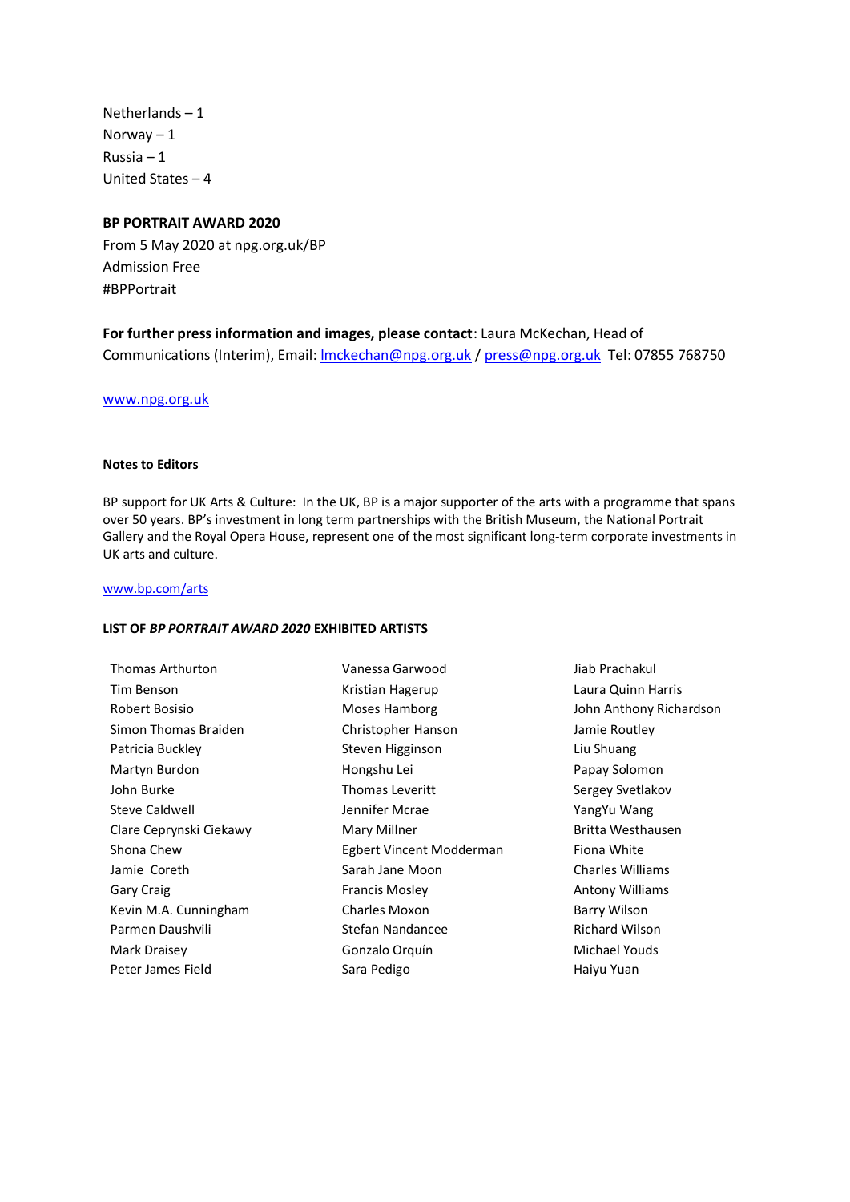Netherlands – 1
Norway – 1
Russia – 1
United States – 4

**BP PORTRAIT AWARD 2020**
From 5 May 2020 at npg.org.uk/BP
Admission Free
#BPPortrait

**For further press information and images, please contact**: Laura McKechan, Head of Communications (Interim), Email: lmckechan@npg.org.uk / press@npg.org.uk Tel: 07855 768750

www.npg.org.uk

**Notes to Editors**

BP support for UK Arts & Culture: In the UK, BP is a major supporter of the arts with a programme that spans over 50 years. BP's investment in long term partnerships with the British Museum, the National Portrait Gallery and the Royal Opera House, represent one of the most significant long-term corporate investments in UK arts and culture.

www.bp.com/arts

**LIST OF *BP PORTRAIT AWARD 2020* EXHIBITED ARTISTS**

Thomas Arthurton
Tim Benson
Robert Bosisio
Simon Thomas Braiden
Patricia Buckley
Martyn Burdon
John Burke
Steve Caldwell
Clare Ceprynski Ciekawy
Shona Chew
Jamie Coreth
Gary Craig
Kevin M.A. Cunningham
Parmen Daushvili
Mark Draisey
Peter James Field
Vanessa Garwood
Kristian Hagerup
Moses Hamborg
Christopher Hanson
Steven Higginson
Hongshu Lei
Thomas Leveritt
Jennifer Mcrae
Mary Millner
Egbert Vincent Modderman
Sarah Jane Moon
Francis Mosley
Charles Moxon
Stefan Nandancee
Gonzalo Orquín
Sara Pedigo
Jiab Prachakul
Laura Quinn Harris
John Anthony Richardson
Jamie Routley
Liu Shuang
Papay Solomon
Sergey Svetlakov
YangYu Wang
Britta Westhausen
Fiona White
Charles Williams
Antony Williams
Barry Wilson
Richard Wilson
Michael Youds
Haiyu Yuan